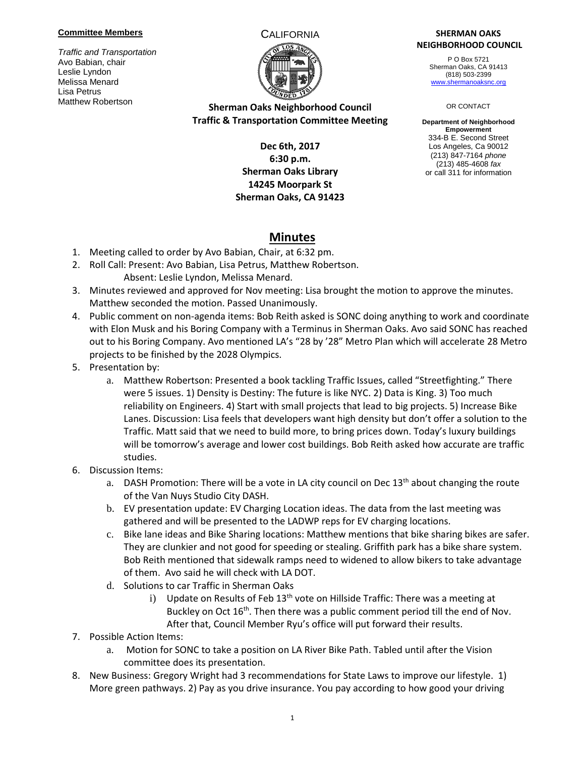**Committee Members**

*Traffic and Transportation*
Avo Babian, chair
Leslie Lyndon
Melissa Menard
Lisa Petrus
Matthew Robertson

CALIFORNIA

**SHERMAN OAKS NEIGHBORHOOD COUNCIL**

P O Box 5721
Sherman Oaks, CA 91413
(818) 503-2399
www.shermanoaksnc.org

OR CONTACT

**Department of Neighborhood Empowerment**
334-B E. Second Street
Los Angeles, Ca 90012
(213) 847-7164 *phone*
(213) 485-4608 *fax*
or call 311 for information

**Sherman Oaks Neighborhood Council**
**Traffic & Transportation Committee Meeting**

**Dec 6th, 2017**
**6:30 p.m.**
**Sherman Oaks Library**
**14245 Moorpark St**
**Sherman Oaks, CA 91423**

# Minutes

1. Meeting called to order by Avo Babian, Chair, at 6:32 pm.
2. Roll Call: Present: Avo Babian, Lisa Petrus, Matthew Robertson.
   Absent: Leslie Lyndon, Melissa Menard.
3. Minutes reviewed and approved for Nov meeting: Lisa brought the motion to approve the minutes. Matthew seconded the motion. Passed Unanimously.
4. Public comment on non-agenda items: Bob Reith asked is SONC doing anything to work and coordinate with Elon Musk and his Boring Company with a Terminus in Sherman Oaks. Avo said SONC has reached out to his Boring Company. Avo mentioned LA's "28 by '28" Metro Plan which will accelerate 28 Metro projects to be finished by the 2028 Olympics.
5. Presentation by:
   a. Matthew Robertson: Presented a book tackling Traffic Issues, called "Streetfighting." There were 5 issues. 1) Density is Destiny: The future is like NYC. 2) Data is King. 3) Too much reliability on Engineers. 4) Start with small projects that lead to big projects. 5) Increase Bike Lanes. Discussion: Lisa feels that developers want high density but don't offer a solution to the Traffic. Matt said that we need to build more, to bring prices down. Today's luxury buildings will be tomorrow's average and lower cost buildings. Bob Reith asked how accurate are traffic studies.
6. Discussion Items:
   a. DASH Promotion: There will be a vote in LA city council on Dec 13th about changing the route of the Van Nuys Studio City DASH.
   b. EV presentation update: EV Charging Location ideas. The data from the last meeting was gathered and will be presented to the LADWP reps for EV charging locations.
   c. Bike lane ideas and Bike Sharing locations: Matthew mentions that bike sharing bikes are safer. They are clunkier and not good for speeding or stealing. Griffith park has a bike share system. Bob Reith mentioned that sidewalk ramps need to widened to allow bikers to take advantage of them. Avo said he will check with LA DOT.
   d. Solutions to car Traffic in Sherman Oaks
      i) Update on Results of Feb 13th vote on Hillside Traffic: There was a meeting at Buckley on Oct 16th. Then there was a public comment period till the end of Nov. After that, Council Member Ryu's office will put forward their results.
7. Possible Action Items:
   a. Motion for SONC to take a position on LA River Bike Path. Tabled until after the Vision committee does its presentation.
8. New Business: Gregory Wright had 3 recommendations for State Laws to improve our lifestyle. 1) More green pathways. 2) Pay as you drive insurance. You pay according to how good your driving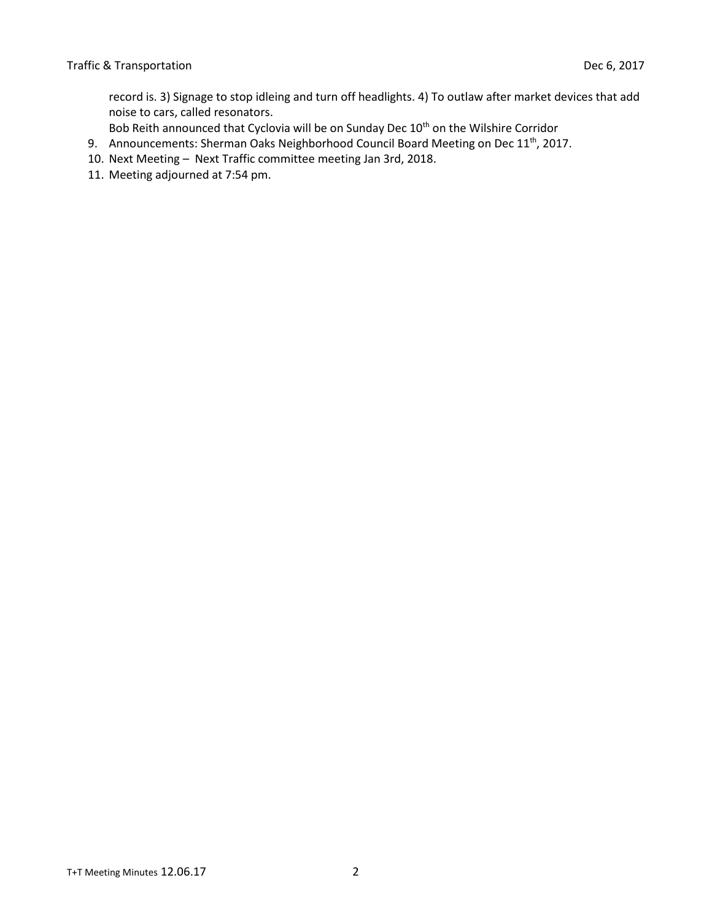record is. 3) Signage to stop idleing and turn off headlights. 4) To outlaw after market devices that add noise to cars, called resonators.

Bob Reith announced that Cyclovia will be on Sunday Dec 10th on the Wilshire Corridor

9. Announcements: Sherman Oaks Neighborhood Council Board Meeting on Dec 11th, 2017.
10. Next Meeting – Next Traffic committee meeting Jan 3rd, 2018.
11. Meeting adjourned at 7:54 pm.